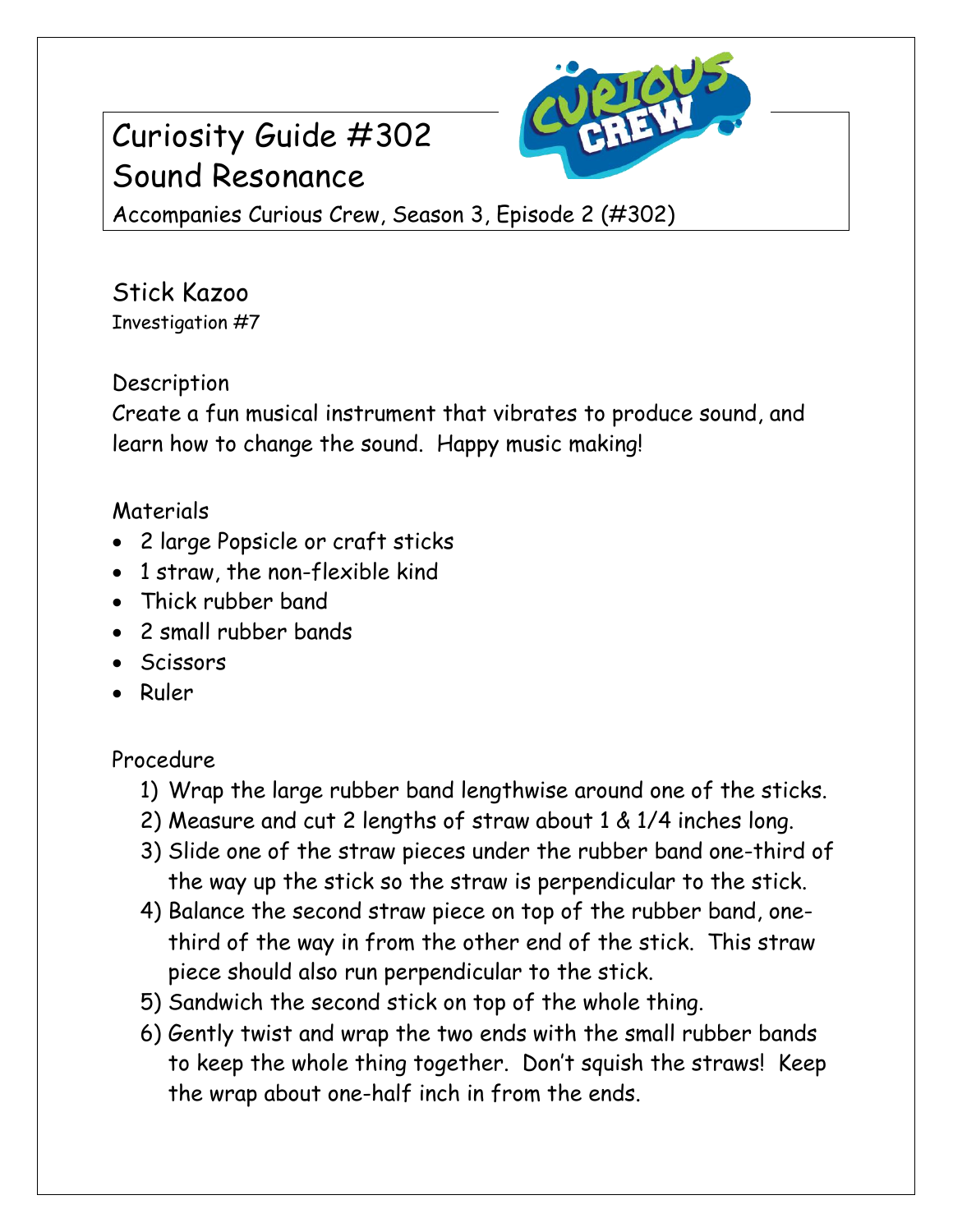# Curiosity Guide #302
# Sound Resonance

Accompanies Curious Crew, Season 3, Episode 2 (#302)

## Stick Kazoo

Investigation #7

### Description

Create a fun musical instrument that vibrates to produce sound, and learn how to change the sound. Happy music making!

### Materials

- 2 large Popsicle or craft sticks
- 1 straw, the non-flexible kind
- Thick rubber band
- 2 small rubber bands
- Scissors
- Ruler

### Procedure

1) Wrap the large rubber band lengthwise around one of the sticks.
2) Measure and cut 2 lengths of straw about 1 & 1/4 inches long.
3) Slide one of the straw pieces under the rubber band one-third of the way up the stick so the straw is perpendicular to the stick.
4) Balance the second straw piece on top of the rubber band, one-third of the way in from the other end of the stick. This straw piece should also run perpendicular to the stick.
5) Sandwich the second stick on top of the whole thing.
6) Gently twist and wrap the two ends with the small rubber bands to keep the whole thing together. Don't squish the straws! Keep the wrap about one-half inch in from the ends.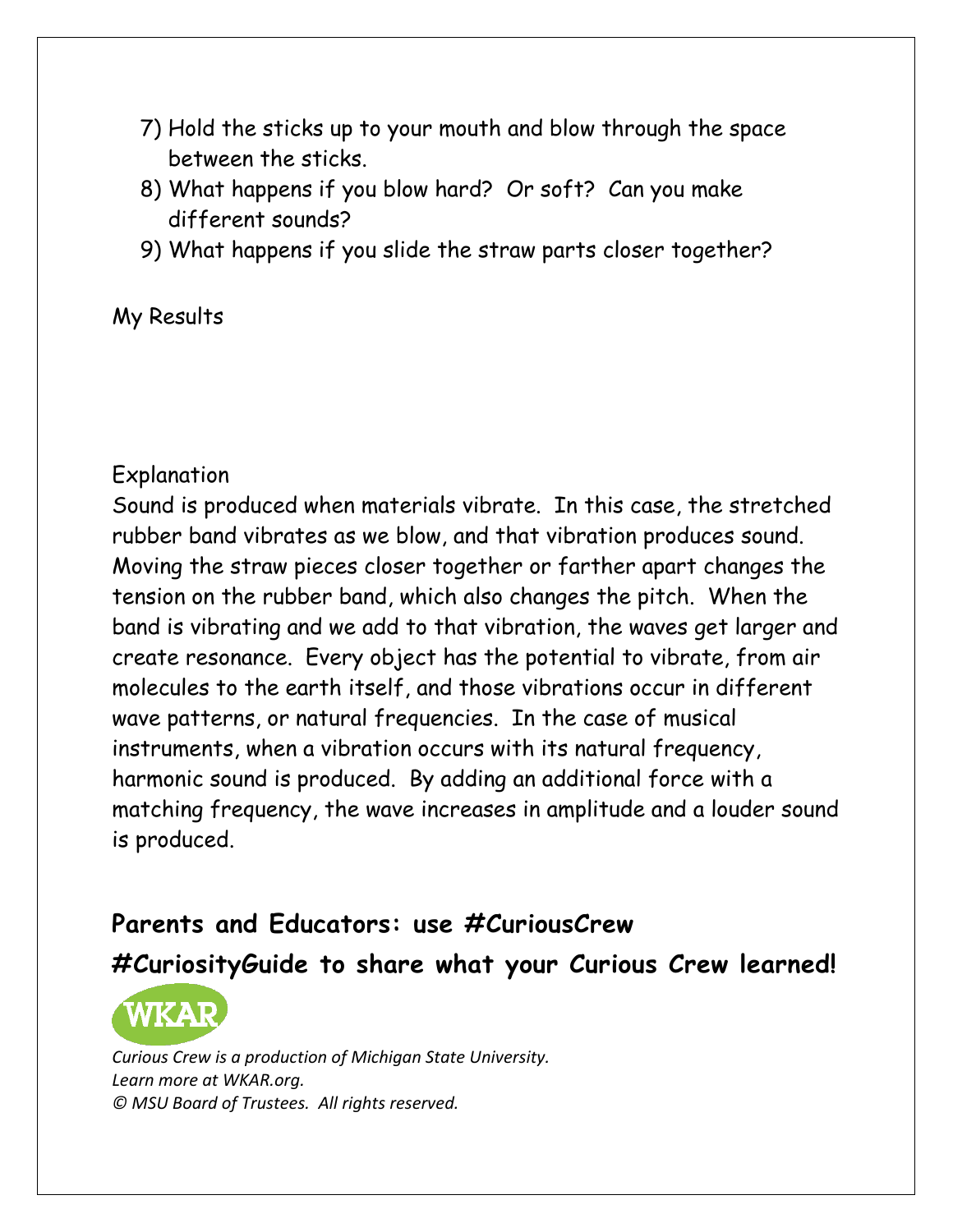7) Hold the sticks up to your mouth and blow through the space between the sticks.
8) What happens if you blow hard? Or soft? Can you make different sounds?
9) What happens if you slide the straw parts closer together?

My Results

Explanation

Sound is produced when materials vibrate. In this case, the stretched rubber band vibrates as we blow, and that vibration produces sound. Moving the straw pieces closer together or farther apart changes the tension on the rubber band, which also changes the pitch. When the band is vibrating and we add to that vibration, the waves get larger and create resonance. Every object has the potential to vibrate, from air molecules to the earth itself, and those vibrations occur in different wave patterns, or natural frequencies. In the case of musical instruments, when a vibration occurs with its natural frequency, harmonic sound is produced. By adding an additional force with a matching frequency, the wave increases in amplitude and a louder sound is produced.

**Parents and Educators: use #CuriousCrew #CuriosityGuide to share what your Curious Crew learned!**

WKAR

*Curious Crew is a production of Michigan State University.*
*Learn more at WKAR.org.*
*© MSU Board of Trustees. All rights reserved.*